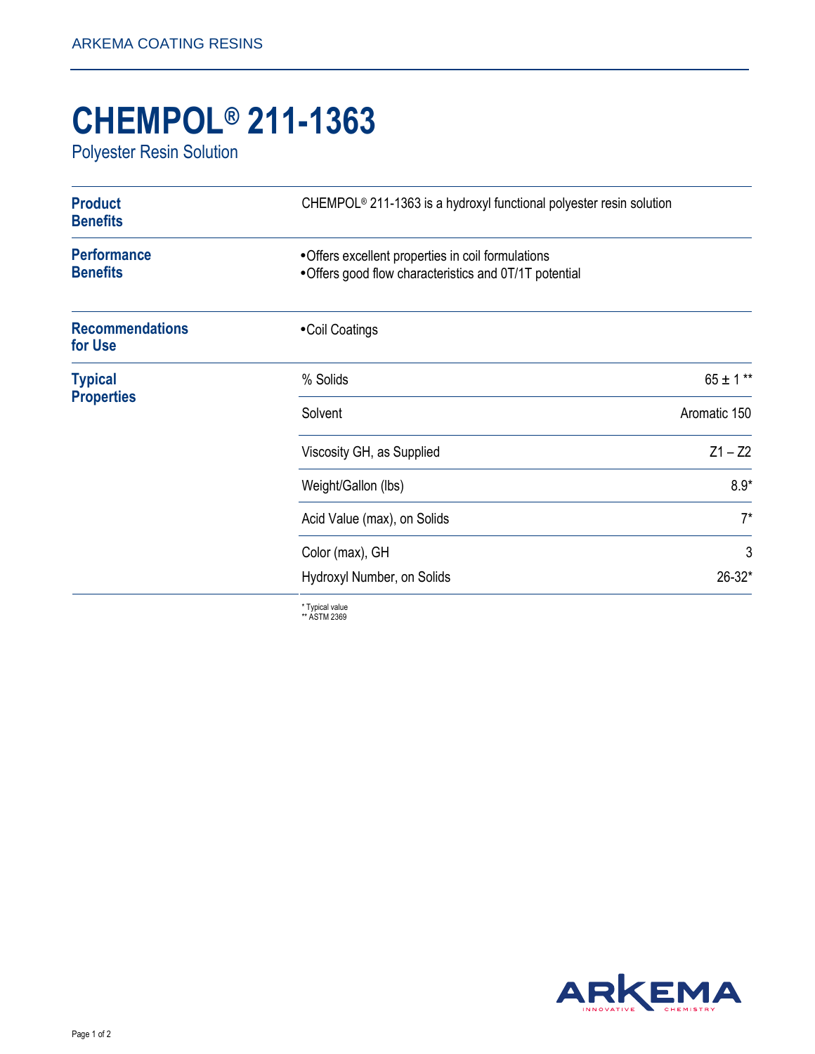# CHEMPOL® 211-1363

## Polyester Resin Solution

### Product Benefits

CHEMPOL® 211-1363 is a hydroxyl functional polyester resin solution

### Performance Benefits

- Offers excellent properties in coil formulations
- Offers good flow characteristics and 0T/1T potential

### Recommendations for Use

- Coil Coatings

### Typical Properties

| Property | Value |
| --- | --- |
| % Solids | 65 ± 1 ** |
| Solvent | Aromatic 150 |
| Viscosity GH, as Supplied | Z1 – Z2 |
| Weight/Gallon (lbs) | 8.9* |
| Acid Value (max), on Solids | 7* |
| Color (max), GH | 3 |
| Hydroxyl Number, on Solids | 26-32* |

\* Typical value
\*\* ASTM 2369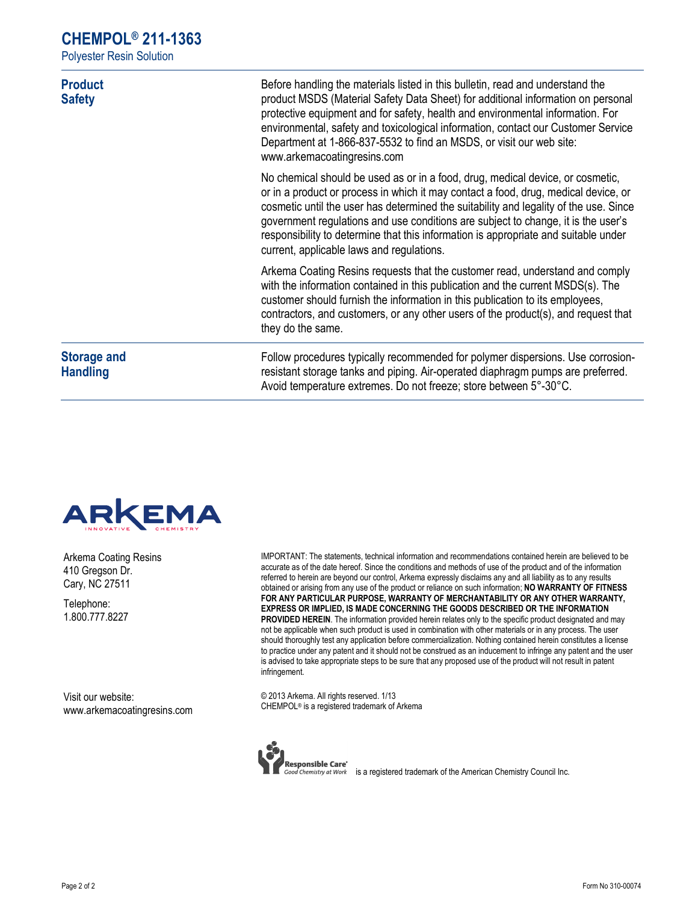# CHEMPOL® 211-1363

Polyester Resin Solution

## Product Safety

Before handling the materials listed in this bulletin, read and understand the product MSDS (Material Safety Data Sheet) for additional information on personal protective equipment and for safety, health and environmental information. For environmental, safety and toxicological information, contact our Customer Service Department at 1-866-837-5532 to find an MSDS, or visit our web site: www.arkemacoatingresins.com

No chemical should be used as or in a food, drug, medical device, or cosmetic, or in a product or process in which it may contact a food, drug, medical device, or cosmetic until the user has determined the suitability and legality of the use. Since government regulations and use conditions are subject to change, it is the user's responsibility to determine that this information is appropriate and suitable under current, applicable laws and regulations.

Arkema Coating Resins requests that the customer read, understand and comply with the information contained in this publication and the current MSDS(s). The customer should furnish the information in this publication to its employees, contractors, and customers, or any other users of the product(s), and request that they do the same.

## Storage and Handling

Follow procedures typically recommended for polymer dispersions. Use corrosion-resistant storage tanks and piping. Air-operated diaphragm pumps are preferred. Avoid temperature extremes. Do not freeze; store between 5°-30°C.

ARKEMA
INNOVATIVE CHEMISTRY

Arkema Coating Resins
410 Gregson Dr.
Cary, NC 27511

Telephone:
1.800.777.8227

Visit our website:
www.arkemacoatingresins.com

IMPORTANT: The statements, technical information and recommendations contained herein are believed to be accurate as of the date hereof. Since the conditions and methods of use of the product and of the information referred to herein are beyond our control, Arkema expressly disclaims any and all liability as to any results obtained or arising from any use of the product or reliance on such information; **NO WARRANTY OF FITNESS FOR ANY PARTICULAR PURPOSE, WARRANTY OF MERCHANTABILITY OR ANY OTHER WARRANTY, EXPRESS OR IMPLIED, IS MADE CONCERNING THE GOODS DESCRIBED OR THE INFORMATION PROVIDED HEREIN**. The information provided herein relates only to the specific product designated and may not be applicable when such product is used in combination with other materials or in any process. The user should thoroughly test any application before commercialization. Nothing contained herein constitutes a license to practice under any patent and it should not be construed as an inducement to infringe any patent and the user is advised to take appropriate steps to be sure that any proposed use of the product will not result in patent infringement.

© 2013 Arkema. All rights reserved. 1/13
CHEMPOL® is a registered trademark of Arkema

Responsible Care® *Good Chemistry at Work* is a registered trademark of the American Chemistry Council Inc.

Form No 310-00074